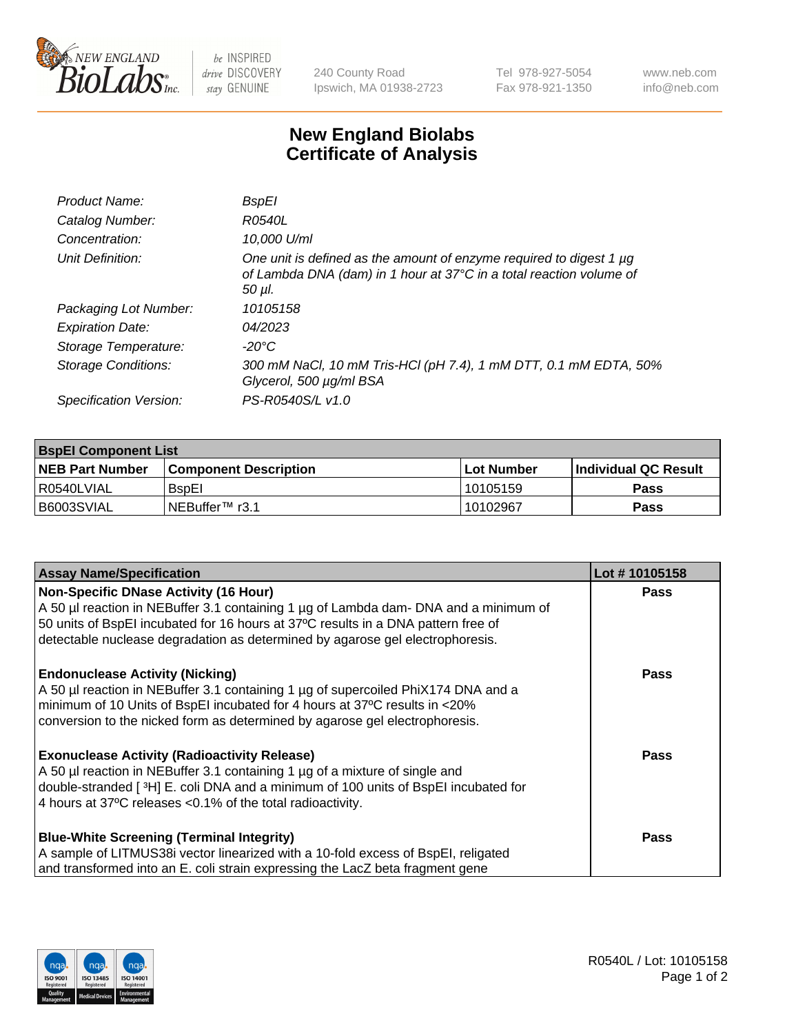# New England Biolabs
# Certificate of Analysis

| | |
|---|---|
| *Product Name:* | *BspEI* |
| *Catalog Number:* | *R0540L* |
| *Concentration:* | *10,000 U/ml* |
| *Unit Definition:* | *One unit is defined as the amount of enzyme required to digest 1 µg of Lambda DNA (dam) in 1 hour at 37°C in a total reaction volume of 50 µl.* |
| *Packaging Lot Number:* | *10105158* |
| *Expiration Date:* | *04/2023* |
| *Storage Temperature:* | *-20°C* |
| *Storage Conditions:* | *300 mM NaCl, 10 mM Tris-HCl (pH 7.4), 1 mM DTT, 0.1 mM EDTA, 50% Glycerol, 500 µg/ml BSA* |
| *Specification Version:* | *PS-R0540S/L v1.0* |

| **BspEI Component List** | | | |
|---|---|---|---|
| **NEB Part Number** | **Component Description** | **Lot Number** | **Individual QC Result** |
| R0540LVIAL | BspEI | 10105159 | **Pass** |
| B6003SVIAL | NEBuffer™ r3.1 | 10102967 | **Pass** |

| **Assay Name/Specification** | **Lot # 10105158** |
|---|---|
| **Non-Specific DNase Activity (16 Hour)**<br>A 50 µl reaction in NEBuffer 3.1 containing 1 µg of Lambda dam- DNA and a minimum of 50 units of BspEI incubated for 16 hours at 37ºC results in a DNA pattern free of detectable nuclease degradation as determined by agarose gel electrophoresis. | **Pass** |
| **Endonuclease Activity (Nicking)**<br>A 50 µl reaction in NEBuffer 3.1 containing 1 µg of supercoiled PhiX174 DNA and a minimum of 10 Units of BspEI incubated for 4 hours at 37ºC results in <20% conversion to the nicked form as determined by agarose gel electrophoresis. | **Pass** |
| **Exonuclease Activity (Radioactivity Release)**<br>A 50 µl reaction in NEBuffer 3.1 containing 1 µg of a mixture of single and double-stranded [ $^{3}$H] E. coli DNA and a minimum of 100 units of BspEI incubated for 4 hours at 37ºC releases <0.1% of the total radioactivity. | **Pass** |
| **Blue-White Screening (Terminal Integrity)**<br>A sample of LITMUS38i vector linearized with a 10-fold excess of BspEI, religated and transformed into an E. coli strain expressing the LacZ beta fragment gene | **Pass** |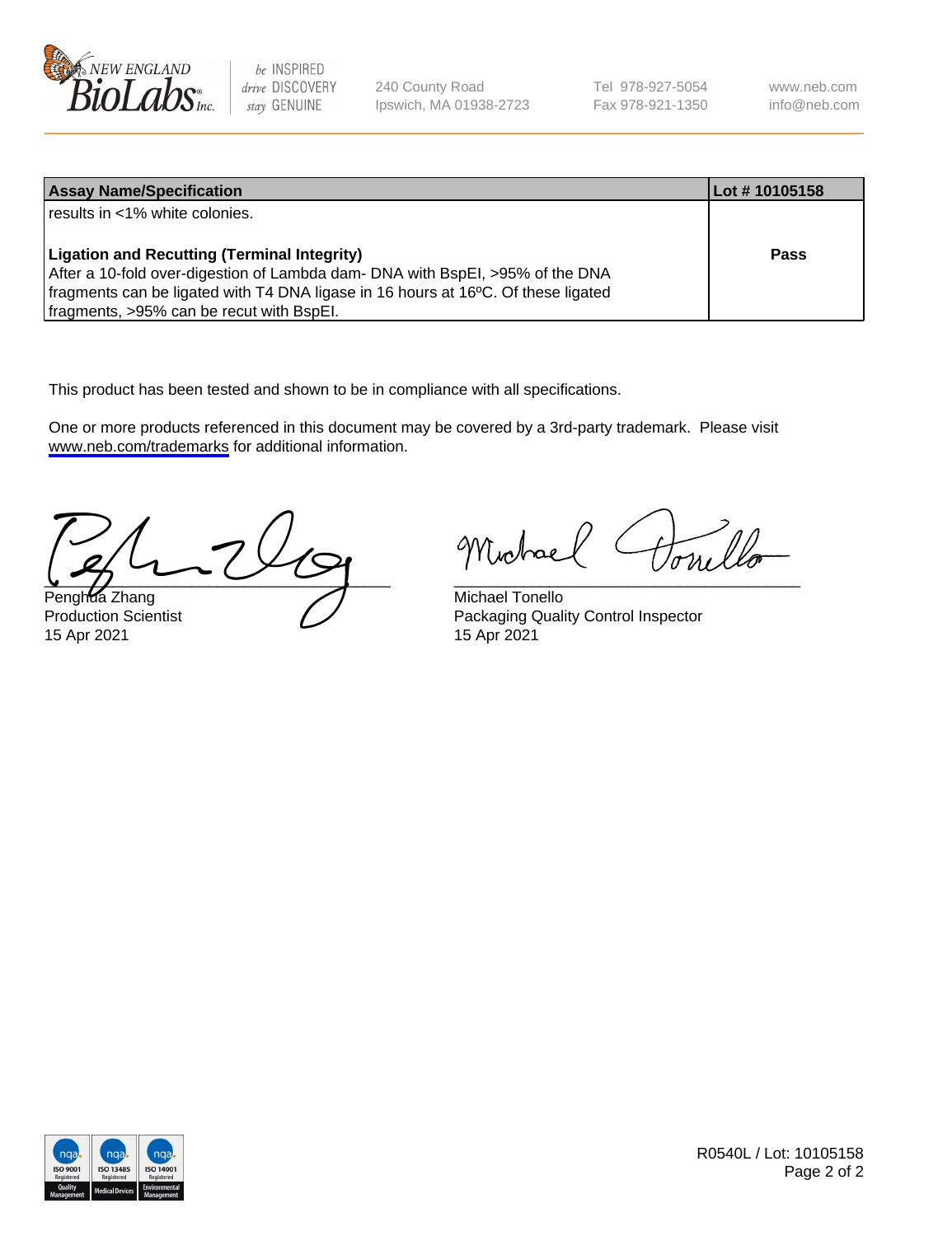| Assay Name/Specification | Lot # 10105158 |
| --- | --- |
| results in <1% white colonies. | |
| **Ligation and Recutting (Terminal Integrity)** After a 10-fold over-digestion of Lambda dam- DNA with BspEI, >95% of the DNA fragments can be ligated with T4 DNA ligase in 16 hours at 16ºC. Of these ligated fragments, >95% can be recut with BspEI. | **Pass** |

This product has been tested and shown to be in compliance with all specifications.

One or more products referenced in this document may be covered by a 3rd-party trademark. Please visit www.neb.com/trademarks for additional information.

Penghua Zhang
Production Scientist
15 Apr 2021

Michael Tonello
Packaging Quality Control Inspector
15 Apr 2021

R0540L / Lot: 10105158